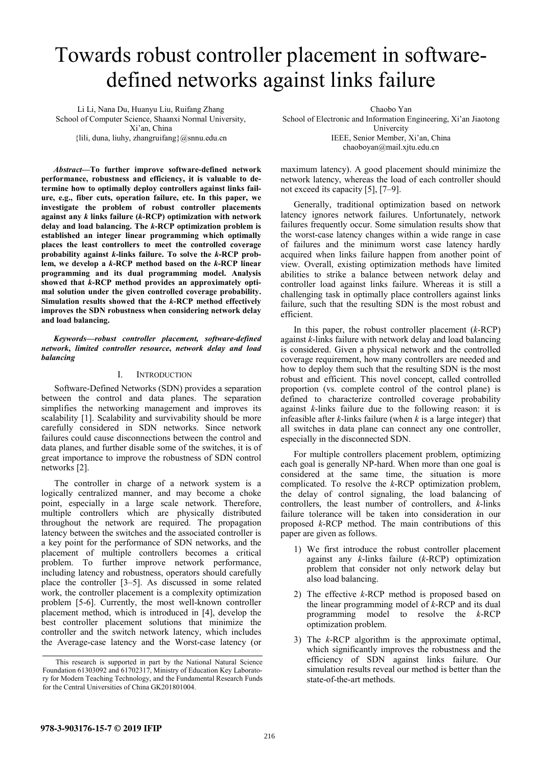# Towards robust controller placement in software-defined networks against links failure

Li Li, Nana Du, Huanyu Liu, Ruifang Zhang
School of Computer Science, Shaanxi Normal University, Xi'an, China
{lili, duna, liuhy, zhangruifang}@snnu.edu.cn

Chaobo Yan
School of Electronic and Information Engineering, Xi'an Jiaotong Univercity
IEEE, Senior Member, Xi'an, China
chaoboyan@mail.xjtu.edu.cn

***Abstract*—To further improve software-defined network performance, robustness and efficiency, it is valuable to determine how to optimally deploy controllers against links failure, e.g., fiber cuts, operation failure, etc. In this paper, we investigate the problem of robust controller placements against any *k* links failure (*k*-RCP) optimization with network delay and load balancing. The *k*-RCP optimization problem is established an integer linear programming which optimally places the least controllers to meet the controlled coverage probability against *k*-links failure. To solve the *k*-RCP problem, we develop a *k*-RCP method based on the *k*-RCP linear programming and its dual programming model. Analysis showed that *k*-RCP method provides an approximately optimal solution under the given controlled coverage probability. Simulation results showed that the *k*-RCP method effectively improves the SDN robustness when considering network delay and load balancing.**

***Keywords—robust controller placement, software-defined network, limited controller resource, network delay and load balancing***

## I. Introduction

Software-Defined Networks (SDN) provides a separation between the control and data planes. The separation simplifies the networking management and improves its scalability [1]. Scalability and survivability should be more carefully considered in SDN networks. Since network failures could cause disconnections between the control and data planes, and further disable some of the switches, it is of great importance to improve the robustness of SDN control networks [2].

The controller in charge of a network system is a logically centralized manner, and may become a choke point, especially in a large scale network. Therefore, multiple controllers which are physically distributed throughout the network are required. The propagation latency between the switches and the associated controller is a key point for the performance of SDN networks, and the placement of multiple controllers becomes a critical problem. To further improve network performance, including latency and robustness, operators should carefully place the controller [3–5]. As discussed in some related work, the controller placement is a complexity optimization problem [5-6]. Currently, the most well-known controller placement method, which is introduced in [4], develop the best controller placement solutions that minimize the controller and the switch network latency, which includes the Average-case latency and the Worst-case latency (or maximum latency). A good placement should minimize the network latency, whereas the load of each controller should not exceed its capacity [5], [7–9].

Generally, traditional optimization based on network latency ignores network failures. Unfortunately, network failures frequently occur. Some simulation results show that the worst-case latency changes within a wide range in case of failures and the minimum worst case latency hardly acquired when links failure happen from another point of view. Overall, existing optimization methods have limited abilities to strike a balance between network delay and controller load against links failure. Whereas it is still a challenging task in optimally place controllers against links failure, such that the resulting SDN is the most robust and efficient.

In this paper, the robust controller placement (*k*-RCP) against *k*-links failure with network delay and load balancing is considered. Given a physical network and the controlled coverage requirement, how many controllers are needed and how to deploy them such that the resulting SDN is the most robust and efficient. This novel concept, called controlled proportion (vs. complete control of the control plane) is defined to characterize controlled coverage probability against *k*-links failure due to the following reason: it is infeasible after *k*-links failure (when *k* is a large integer) that all switches in data plane can connect any one controller, especially in the disconnected SDN.

For multiple controllers placement problem, optimizing each goal is generally NP-hard. When more than one goal is considered at the same time, the situation is more complicated. To resolve the *k*-RCP optimization problem, the delay of control signaling, the load balancing of controllers, the least number of controllers, and *k*-links failure tolerance will be taken into consideration in our proposed *k*-RCP method. The main contributions of this paper are given as follows.

1) We first introduce the robust controller placement against any *k*-links failure (*k*-RCP) optimization problem that consider not only network delay but also load balancing.
2) The effective *k*-RCP method is proposed based on the linear programming model of *k*-RCP and its dual programming model to resolve the *k*-RCP optimization problem.
3) The *k*-RCP algorithm is the approximate optimal, which significantly improves the robustness and the efficiency of SDN against links failure. Our simulation results reveal our method is better than the state-of-the-art methods.

This research is supported in part by the National Natural Science Foundation 61303092 and 61702317, Ministry of Education Key Laboratory for Modern Teaching Technology, and the Fundamental Research Funds for the Central Universities of China GK201801004.

978-3-903176-15-7 © 2019 IFIP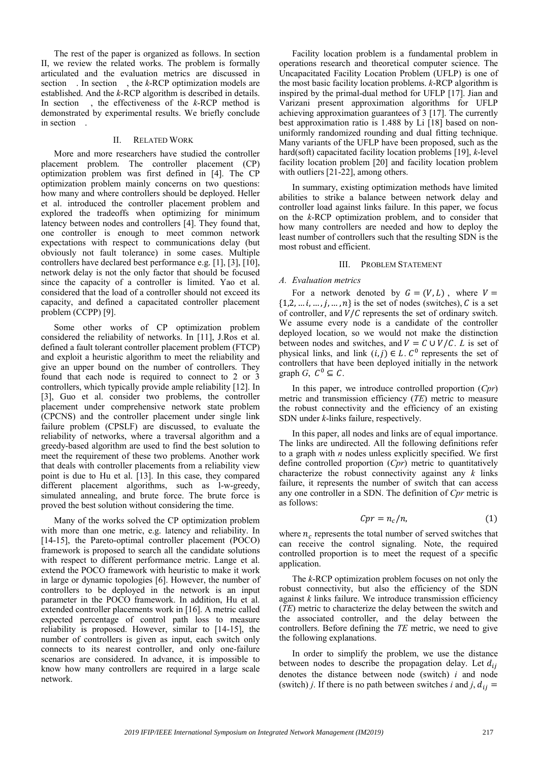The rest of the paper is organized as follows. In section II, we review the related works. The problem is formally articulated and the evaluation metrics are discussed in section . In section , the *k*-RCP optimization models are established. And the *k*-RCP algorithm is described in details. In section , the effectiveness of the *k*-RCP method is demonstrated by experimental results. We briefly conclude in section .

## II. Related Work

More and more researchers have studied the controller placement problem. The controller placement (CP) optimization problem was first defined in [4]. The CP optimization problem mainly concerns on two questions: how many and where controllers should be deployed. Heller et al. introduced the controller placement problem and explored the tradeoffs when optimizing for minimum latency between nodes and controllers [4]. They found that, one controller is enough to meet common network expectations with respect to communications delay (but obviously not fault tolerance) in some cases. Multiple controllers have declared best performance e.g. [1], [3], [10], network delay is not the only factor that should be focused since the capacity of a controller is limited. Yao et al. considered that the load of a controller should not exceed its capacity, and defined a capacitated controller placement problem (CCPP) [9].

Some other works of CP optimization problem considered the reliability of networks. In [11], J.Ros et al. defined a fault tolerant controller placement problem (FTCP) and exploit a heuristic algorithm to meet the reliability and give an upper bound on the number of controllers. They found that each node is required to connect to 2 or 3 controllers, which typically provide ample reliability [12]. In [3], Guo et al. consider two problems, the controller placement under comprehensive network state problem (CPCNS) and the controller placement under single link failure problem (CPSLF) are discussed, to evaluate the reliability of networks, where a traversal algorithm and a greedy-based algorithm are used to find the best solution to meet the requirement of these two problems. Another work that deals with controller placements from a reliability view point is due to Hu et al. [13]. In this case, they compared different placement algorithms, such as l-w-greedy, simulated annealing, and brute force. The brute force is proved the best solution without considering the time.

Many of the works solved the CP optimization problem with more than one metric, e.g. latency and reliability. In [14-15], the Pareto-optimal controller placement (POCO) framework is proposed to search all the candidate solutions with respect to different performance metric. Lange et al. extend the POCO framework with heuristic to make it work in large or dynamic topologies [6]. However, the number of controllers to be deployed in the network is an input parameter in the POCO framework. In addition, Hu et al. extended controller placements work in [16]. A metric called expected percentage of control path loss to measure reliability is proposed. However, similar to [14-15], the number of controllers is given as input, each switch only connects to its nearest controller, and only one-failure scenarios are considered. In advance, it is impossible to know how many controllers are required in a large scale network.

Facility location problem is a fundamental problem in operations research and theoretical computer science. The Uncapacitated Facility Location Problem (UFLP) is one of the most basic facility location problems. *k*-RCP algorithm is inspired by the primal-dual method for UFLP [17]. Jian and Varizani present approximation algorithms for UFLP achieving approximation guarantees of 3 [17]. The currently best approximation ratio is 1.488 by Li [18] based on non-uniformly randomized rounding and dual fitting technique. Many variants of the UFLP have been proposed, such as the hard(soft) capacitated facility location problems [19], *k*-level facility location problem [20] and facility location problem with outliers [21-22], among others.

In summary, existing optimization methods have limited abilities to strike a balance between network delay and controller load against links failure. In this paper, we focus on the *k*-RCP optimization problem, and to consider that how many controllers are needed and how to deploy the least number of controllers such that the resulting SDN is the most robust and efficient.

## III. Problem Statement

### A. Evaluation metrics

For a network denoted by $G = (V, L)$, where $V = \{1,2,\dots i,\dots,j,\dots,n\}$ is the set of nodes (switches), $C$ is a set of controller, and $V/C$ represents the set of ordinary switch. We assume every node is a candidate of the controller deployed location, so we would not make the distinction between nodes and switches, and $V = C \cup V/C$. $L$ is set of physical links, and link $(i, j) \in L$. $C^0$ represents the set of controllers that have been deployed initially in the network graph *G*, $C^0 \subseteq C$.

In this paper, we introduce controlled proportion (*Cpr*) metric and transmission efficiency (*TE*) metric to measure the robust connectivity and the efficiency of an existing SDN under *k*-links failure, respectively.

In this paper, all nodes and links are of equal importance. The links are undirected. All the following definitions refer to a graph with *n* nodes unless explicitly specified. We first define controlled proportion (*Cpr*) metric to quantitatively characterize the robust connectivity against any *k* links failure, it represents the number of switch that can access any one controller in a SDN. The definition of *Cpr* metric is as follows:

$$Cpr = n_c/n, \tag{1}$$

where $n_c$ represents the total number of served switches that can receive the control signaling. Note, the required controlled proportion is to meet the request of a specific application.

The *k*-RCP optimization problem focuses on not only the robust connectivity, but also the efficiency of the SDN against *k* links failure. We introduce transmission efficiency (*TE*) metric to characterize the delay between the switch and the associated controller, and the delay between the controllers. Before defining the *TE* metric, we need to give the following explanations.

In order to simplify the problem, we use the distance between nodes to describe the propagation delay. Let $d_{ij}$ denotes the distance between node (switch) *i* and node (switch) *j*. If there is no path between switches *i* and *j*, $d_{ij} =$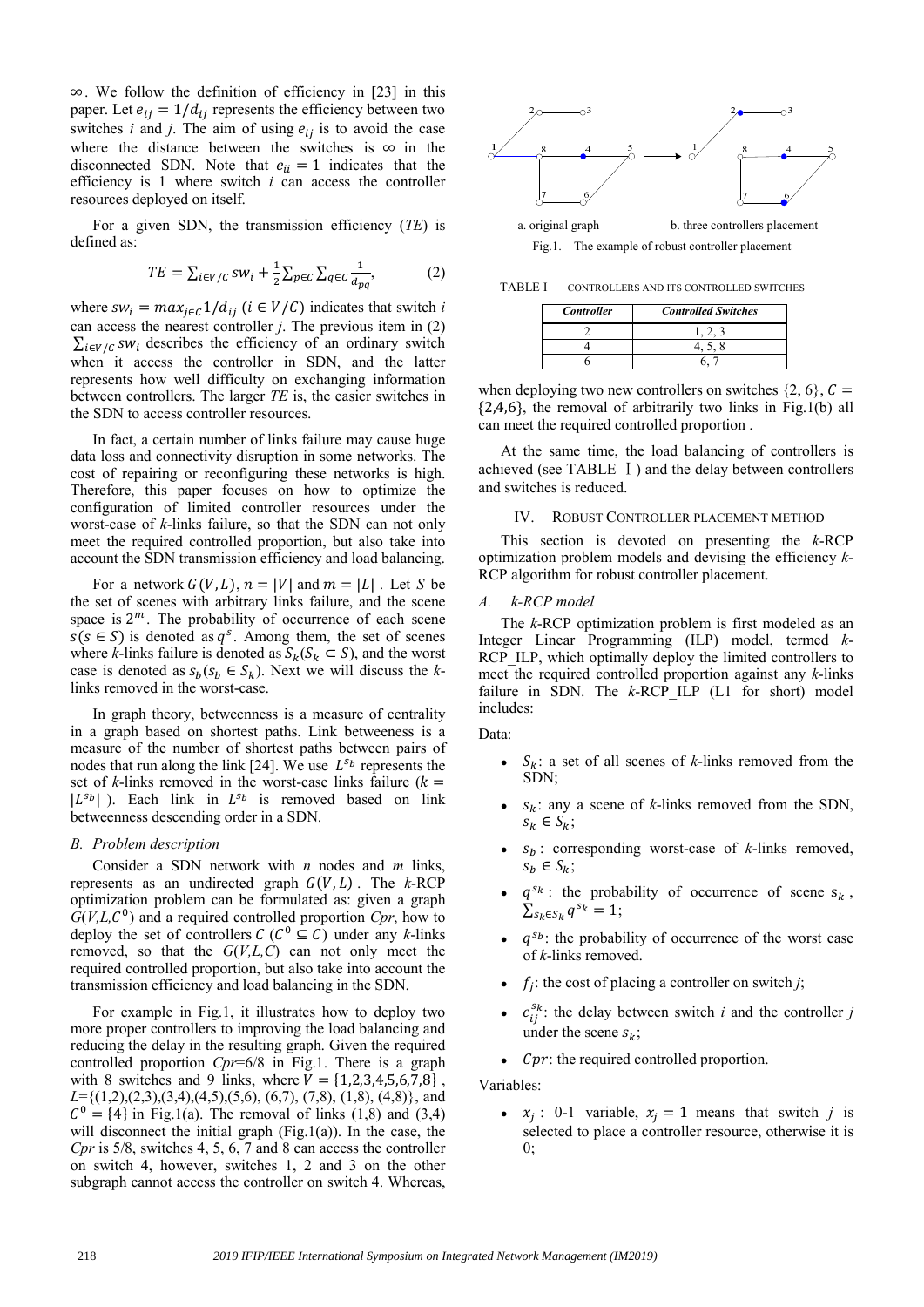∞. We follow the definition of efficiency in [23] in this paper. Let $e_{ij} = 1/d_{ij}$ represents the efficiency between two switches $i$ and $j$. The aim of using $e_{ij}$ is to avoid the case where the distance between the switches is ∞ in the disconnected SDN. Note that $e_{ii} = 1$ indicates that the efficiency is 1 where switch $i$ can access the controller resources deployed on itself.

For a given SDN, the transmission efficiency (*TE*) is defined as:

$$TE = \sum_{i \in V/C} sw_i + \frac{1}{2}\sum_{p \in C}\sum_{q \in C}\frac{1}{d_{pq}}, \tag{2}$$

where $sw_i = max_{j \in C} 1/d_{ij}$ $(i \in V/C)$ indicates that switch $i$ can access the nearest controller $j$. The previous item in (2) $\sum_{i \in V/C} sw_i$ describes the efficiency of an ordinary switch when it access the controller in SDN, and the latter represents how well difficulty on exchanging information between controllers. The larger *TE* is, the easier switches in the SDN to access controller resources.

In fact, a certain number of links failure may cause huge data loss and connectivity disruption in some networks. The cost of repairing or reconfiguring these networks is high. Therefore, this paper focuses on how to optimize the configuration of limited controller resources under the worst-case of *k*-links failure, so that the SDN can not only meet the required controlled proportion, but also take into account the SDN transmission efficiency and load balancing.

For a network $G(V, L)$, $n = |V|$ and $m = |L|$. Let $S$ be the set of scenes with arbitrary links failure, and the scene space is $2^m$. The probability of occurrence of each scene $s (s \in S)$ is denoted as $q^s$. Among them, the set of scenes where *k*-links failure is denoted as $S_k (S_k \subset S)$, and the worst case is denoted as $s_b (s_b \in S_k)$. Next we will discuss the *k*-links removed in the worst-case.

In graph theory, betweenness is a measure of centrality in a graph based on shortest paths. Link betweenness is a measure of the number of shortest paths between pairs of nodes that run along the link [24]. We use $L^{s_b}$ represents the set of *k*-links removed in the worst-case links failure ($k = |L^{s_b}|$). Each link in $L^{s_b}$ is removed based on link betweenness descending order in a SDN.

### *B. Problem description*

Consider a SDN network with *n* nodes and *m* links, represents as an undirected graph $G(V, L)$. The *k*-RCP optimization problem can be formulated as: given a graph $G(V,L,C^0)$ and a required controlled proportion *Cpr*, how to deploy the set of controllers $C$ ($C^0 \subseteq C$) under any *k*-links removed, so that the $G(V,L,C)$ can not only meet the required controlled proportion, but also take into account the transmission efficiency and load balancing in the SDN.

For example in Fig.1, it illustrates how to deploy two more proper controllers to improving the load balancing and reducing the delay in the resulting graph. Given the required controlled proportion *Cpr*=6/8 in Fig.1. There is a graph with 8 switches and 9 links, where $V = \{1,2,3,4,5,6,7,8\}$, *L*={(1,2),(2,3),(3,4),(4,5),(5,6), (6,7), (7,8), (1,8), (4,8)}, and $C^0 = \{4\}$ in Fig.1(a). The removal of links (1,8) and (3,4) will disconnect the initial graph (Fig.1(a)). In the case, the *Cpr* is 5/8, switches 4, 5, 6, 7 and 8 can access the controller on switch 4, however, switches 1, 2 and 3 on the other subgraph cannot access the controller on switch 4. Whereas,

a. original graph  b. three controllers placement

Fig.1. The example of robust controller placement

TABLE I CONTROLLERS AND ITS CONTROLLED SWITCHES

| *Controller* | *Controlled Switches* |
|---|---|
| 2 | 1, 2, 3 |
| 4 | 4, 5, 8 |
| 6 | 6, 7 |

when deploying two new controllers on switches {2, 6}, $C = \{2,4,6\}$, the removal of arbitrarily two links in Fig.1(b) all can meet the required controlled proportion .

At the same time, the load balancing of controllers is achieved (see TABLE Ⅰ) and the delay between controllers and switches is reduced.

## IV. ROBUST CONTROLLER PLACEMENT METHOD

This section is devoted on presenting the *k*-RCP optimization problem models and devising the efficiency *k*-RCP algorithm for robust controller placement.

### *A. k-RCP model*

The *k*-RCP optimization problem is first modeled as an Integer Linear Programming (ILP) model, termed *k*-RCP_ILP, which optimally deploy the limited controllers to meet the required controlled proportion against any *k*-links failure in SDN. The *k*-RCP_ILP (L1 for short) model includes:

Data:

- $S_k$: a set of all scenes of *k*-links removed from the SDN;
- $s_k$: any a scene of *k*-links removed from the SDN, $s_k \in S_k$;
- $s_b$: corresponding worst-case of *k*-links removed, $s_b \in S_k$;
- $q^{s_k}$: the probability of occurrence of scene $s_k$, $\sum_{s_k \in S_k} q^{s_k} = 1$;
- $q^{s_b}$: the probability of occurrence of the worst case of *k*-links removed.
- $f_j$: the cost of placing a controller on switch *j*;
- $c_{ij}^{s_k}$: the delay between switch *i* and the controller *j* under the scene $s_k$;
- $Cpr$: the required controlled proportion.

Variables:

- $x_j$: 0-1 variable, $x_j = 1$ means that switch *j* is selected to place a controller resource, otherwise it is 0;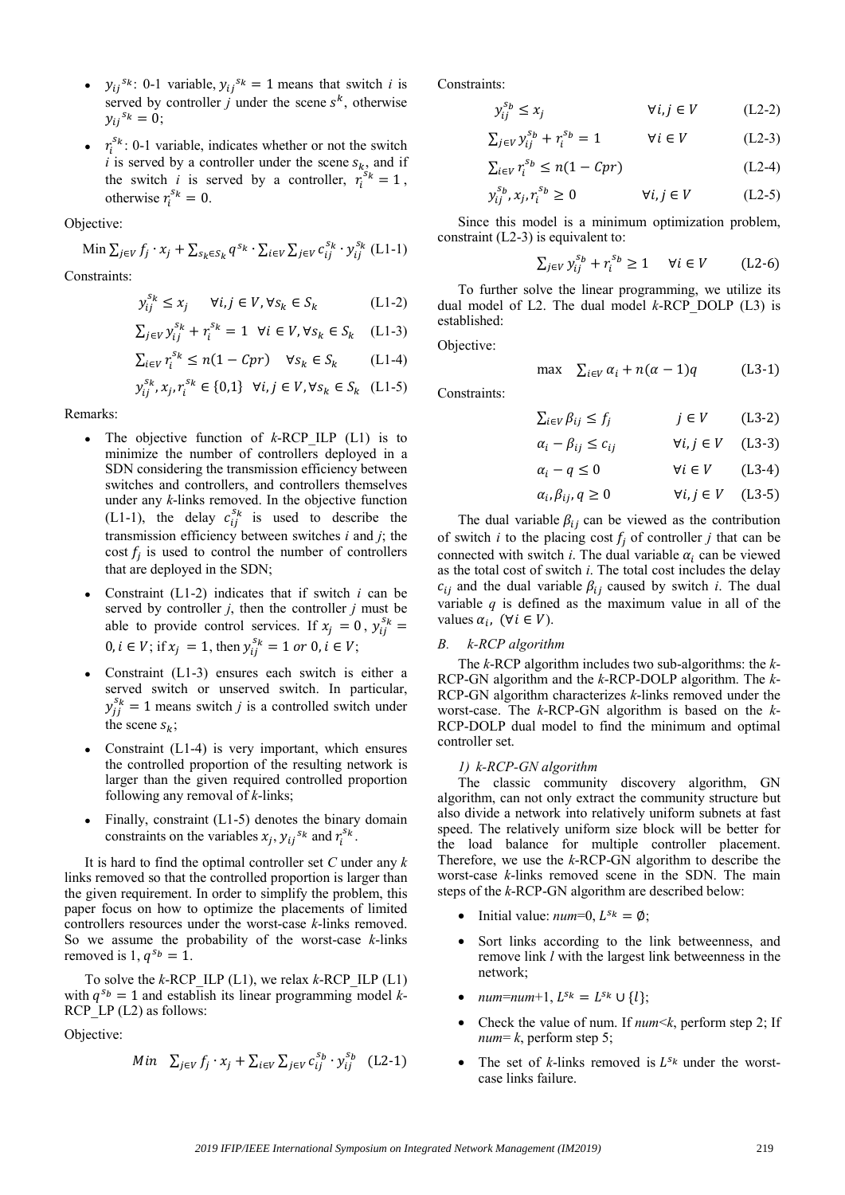- $y_{ij}{}^{s_k}$: 0-1 variable, $y_{ij}{}^{s_k} = 1$ means that switch $i$ is served by controller $j$ under the scene $s^k$, otherwise $y_{ij}{}^{s_k} = 0$;
- $r_i^{s_k}$: 0-1 variable, indicates whether or not the switch $i$ is served by a controller under the scene $s_k$, and if the switch $i$ is served by a controller, $r_i^{s_k} = 1$, otherwise $r_i^{s_k} = 0$.

Objective:

$$\text{Min} \sum_{j\in V} f_j \cdot x_j + \sum_{s_k \in S_k} q^{s_k} \cdot \sum_{i\in V}\sum_{j\in V} c_{ij}^{s_k} \cdot y_{ij}^{s_k} \quad \text{(L1-1)}$$

Constraints:

$$y_{ij}^{s_k} \le x_j \quad \forall i,j \in V, \forall s_k \in S_k \quad \text{(L1-2)}$$

$$\sum_{j\in V} y_{ij}^{s_k} + r_i^{s_k} = 1 \quad \forall i \in V, \forall s_k \in S_k \quad \text{(L1-3)}$$

$$\sum_{i\in V} r_i^{s_k} \le n(1 - Cpr) \quad \forall s_k \in S_k \quad \text{(L1-4)}$$

$$y_{ij}^{s_k}, x_j, r_i^{s_k} \in \{0,1\} \quad \forall i,j \in V, \forall s_k \in S_k \quad \text{(L1-5)}$$

Remarks:

- The objective function of *k*-RCP_ILP (L1) is to minimize the number of controllers deployed in a SDN considering the transmission efficiency between switches and controllers, and controllers themselves under any *k*-links removed. In the objective function (L1-1), the delay $c_{ij}^{s_k}$ is used to describe the transmission efficiency between switches $i$ and $j$; the cost $f_j$ is used to control the number of controllers that are deployed in the SDN;
- Constraint (L1-2) indicates that if switch $i$ can be served by controller $j$, then the controller $j$ must be able to provide control services. If $x_j = 0$, $y_{ij}^{s_k} = 0, i \in V$; if $x_j = 1$, then $y_{ij}^{s_k} = 1 \text{ or } 0, i \in V$;
- Constraint (L1-3) ensures each switch is either a served switch or unserved switch. In particular, $y_{jj}^{s_k} = 1$ means switch $j$ is a controlled switch under the scene $s_k$;
- Constraint (L1-4) is very important, which ensures the controlled proportion of the resulting network is larger than the given required controlled proportion following any removal of *k*-links;
- Finally, constraint (L1-5) denotes the binary domain constraints on the variables $x_j$, $y_{ij}{}^{s_k}$ and $r_i^{s_k}$.

It is hard to find the optimal controller set *C* under any *k* links removed so that the controlled proportion is larger than the given requirement. In order to simplify the problem, this paper focus on how to optimize the placements of limited controllers resources under the worst-case *k*-links removed. So we assume the probability of the worst-case *k*-links removed is 1, $q^{s_b} = 1$.

To solve the *k*-RCP_ILP (L1), we relax *k*-RCP_ILP (L1) with $q^{s_b} = 1$ and establish its linear programming model *k*-RCP_LP (L2) as follows:

Objective:

$$Min \quad \sum_{j\in V} f_j \cdot x_j + \sum_{i\in V}\sum_{j\in V} c_{ij}^{s_b} \cdot y_{ij}^{s_b} \quad \text{(L2-1)}$$

Constraints:

$$y_{ij}^{s_b} \le x_j \quad \forall i,j \in V \quad \text{(L2-2)}$$

$$\sum_{j\in V} y_{ij}^{s_b} + r_i^{s_b} = 1 \quad \forall i \in V \quad \text{(L2-3)}$$

$$\sum_{i\in V} r_i^{s_b} \le n(1 - Cpr) \quad \text{(L2-4)}$$

$$y_{ij}^{s_b}, x_j, r_i^{s_b} \ge 0 \quad \forall i,j \in V \quad \text{(L2-5)}$$

Since this model is a minimum optimization problem, constraint (L2-3) is equivalent to:

$$\sum_{j\in V} y_{ij}^{s_b} + r_i^{s_b} \ge 1 \quad \forall i \in V \quad \text{(L2-6)}$$

To further solve the linear programming, we utilize its dual model of L2. The dual model *k*-RCP_DOLP (L3) is established:

Objective:

$$\max \quad \sum_{i\in V} \alpha_i + n(\alpha - 1)q \quad \text{(L3-1)}$$

Constraints:

$$\sum_{i\in V} \beta_{ij} \le f_j \quad j \in V \quad \text{(L3-2)}$$

$$\alpha_i - \beta_{ij} \le c_{ij} \quad \forall i,j \in V \quad \text{(L3-3)}$$

$$\alpha_i - q \le 0 \quad \forall i \in V \quad \text{(L3-4)}$$

$$\alpha_i, \beta_{ij}, q \ge 0 \quad \forall i,j \in V \quad \text{(L3-5)}$$

The dual variable $\beta_{ij}$ can be viewed as the contribution of switch $i$ to the placing cost $f_j$ of controller $j$ that can be connected with switch $i$. The dual variable $\alpha_i$ can be viewed as the total cost of switch $i$. The total cost includes the delay $c_{ij}$ and the dual variable $\beta_{ij}$ caused by switch $i$. The dual variable $q$ is defined as the maximum value in all of the values $\alpha_i$, $(\forall i \in V)$.

### *B. k-RCP algorithm*

The *k*-RCP algorithm includes two sub-algorithms: the *k*-RCP-GN algorithm and the *k*-RCP-DOLP algorithm. The *k*-RCP-GN algorithm characterizes *k*-links removed under the worst-case. The *k*-RCP-GN algorithm is based on the *k*-RCP-DOLP dual model to find the minimum and optimal controller set.

#### *1) k-RCP-GN algorithm*

The classic community discovery algorithm, GN algorithm, can not only extract the community structure but also divide a network into relatively uniform subnets at fast speed. The relatively uniform size block will be better for the load balance for multiple controller placement. Therefore, we use the *k*-RCP-GN algorithm to describe the worst-case *k*-links removed scene in the SDN. The main steps of the *k*-RCP-GN algorithm are described below:

- Initial value: *num*=0, $L^{s_k} = \emptyset$;
- Sort links according to the link betweenness, and remove link *l* with the largest link betweenness in the network;
- *num*=*num*+1, $L^{s_k} = L^{s_k} \cup \{l\}$;
- Check the value of num. If *num*<*k*, perform step 2; If *num*= *k*, perform step 5;
- The set of *k*-links removed is $L^{s_k}$ under the worst-case links failure.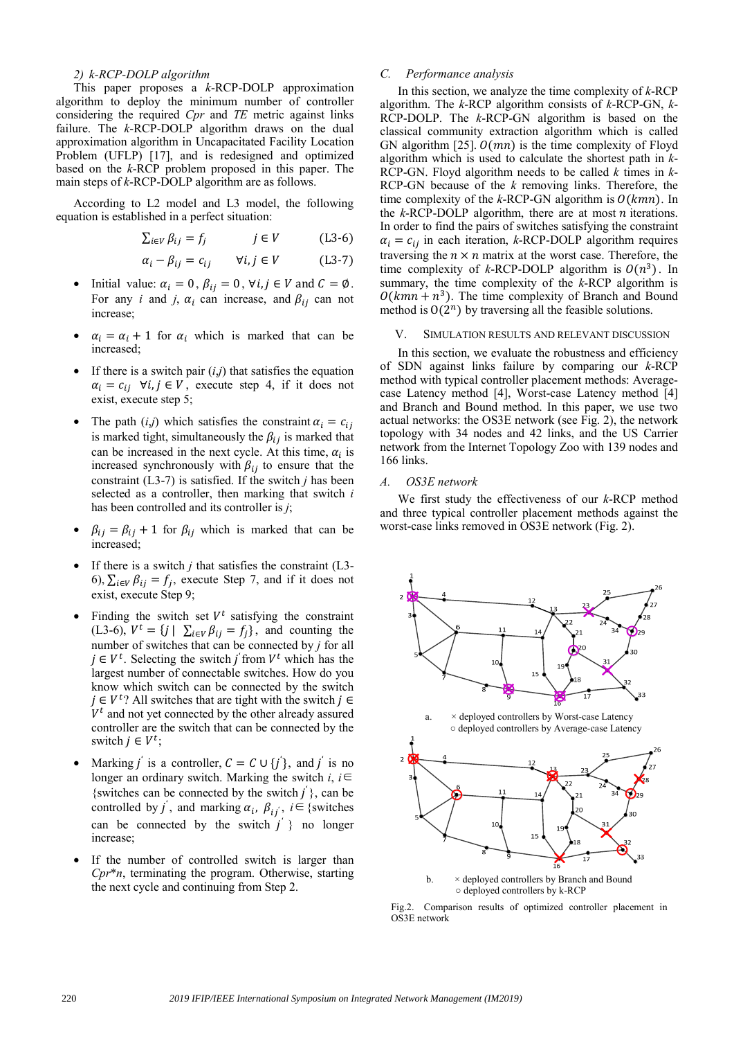### 2) *k*-RCP-DOLP algorithm

This paper proposes a *k*-RCP-DOLP approximation algorithm to deploy the minimum number of controller considering the required *Cpr* and *TE* metric against links failure. The *k*-RCP-DOLP algorithm draws on the dual approximation algorithm in Uncapacitated Facility Location Problem (UFLP) [17], and is redesigned and optimized based on the *k*-RCP problem proposed in this paper. The main steps of *k*-RCP-DOLP algorithm are as follows.

According to L2 model and L3 model, the following equation is established in a perfect situation:

$$\sum_{i \in V} \beta_{ij} = f_j \qquad j \in V \qquad \text{(L3-6)}$$

$$\alpha_i - \beta_{ij} = c_{ij} \qquad \forall i, j \in V \qquad \text{(L3-7)}$$

- Initial value: $\alpha_i = 0$, $\beta_{ij} = 0$, $\forall i, j \in V$ and $C = \emptyset$. For any $i$ and $j$, $\alpha_i$ can increase, and $\beta_{ij}$ can not increase;
- $\alpha_i = \alpha_i + 1$ for $\alpha_i$ which is marked that can be increased;
- If there is a switch pair (*i*,*j*) that satisfies the equation $\alpha_i = c_{ij}$ $\forall i, j \in V$, execute step 4, if it does not exist, execute step 5;
- The path (*i*,*j*) which satisfies the constraint $\alpha_i = c_{ij}$ is marked tight, simultaneously the $\beta_{ij}$ is marked that can be increased in the next cycle. At this time, $\alpha_i$ is increased synchronously with $\beta_{ij}$ to ensure that the constraint (L3-7) is satisfied. If the switch *j* has been selected as a controller, then marking that switch *i* has been controlled and its controller is *j*;
- $\beta_{ij} = \beta_{ij} + 1$ for $\beta_{ij}$ which is marked that can be increased;
- If there is a switch *j* that satisfies the constraint (L3-6), $\sum_{i \in V} \beta_{ij} = f_j$, execute Step 7, and if it does not exist, execute Step 9;
- Finding the switch set $V^t$ satisfying the constraint (L3-6), $V^t = \{j \mid \sum_{i \in V} \beta_{ij} = f_j\}$, and counting the number of switches that can be connected by *j* for all $j \in V^t$. Selecting the switch $j^{'}$ from $V^t$ which has the largest number of connectable switches. How do you know which switch can be connected by the switch $j \in V^t$? All switches that are tight with the switch $j \in V^t$ and not yet connected by the other already assured controller are the switch that can be connected by the switch $j \in V^t$;
- Marking $j^{'}$ is a controller, $C = C \cup \{j^{'}\}$, and $j^{'}$ is no longer an ordinary switch. Marking the switch $i$, $i \in$ {switches can be connected by the switch $j^{'}$}, can be controlled by $j^{'}$, and marking $\alpha_i$, $\beta_{ij^{'}}$, $i \in$ {switches can be connected by the switch $j^{'}$} no longer increase;
- If the number of controlled switch is larger than *Cpr*\**n*, terminating the program. Otherwise, starting the next cycle and continuing from Step 2.

## C. Performance analysis

In this section, we analyze the time complexity of *k*-RCP algorithm. The *k*-RCP algorithm consists of *k*-RCP-GN, *k*-RCP-DOLP. The *k*-RCP-GN algorithm is based on the classical community extraction algorithm which is called GN algorithm [25]. $O(mn)$ is the time complexity of Floyd algorithm which is used to calculate the shortest path in *k*-RCP-GN. Floyd algorithm needs to be called *k* times in *k*-RCP-GN because of the *k* removing links. Therefore, the time complexity of the *k*-RCP-GN algorithm is $O(kmn)$. In the *k*-RCP-DOLP algorithm, there are at most $n$ iterations. In order to find the pairs of switches satisfying the constraint $\alpha_i = c_{ij}$ in each iteration, *k*-RCP-DOLP algorithm requires traversing the $n \times n$ matrix at the worst case. Therefore, the time complexity of *k*-RCP-DOLP algorithm is $O(n^3)$. In summary, the time complexity of the *k*-RCP algorithm is $O(kmn + n^3)$. The time complexity of Branch and Bound method is $O(2^n)$ by traversing all the feasible solutions.

# V. Simulation Results and Relevant Discussion

In this section, we evaluate the robustness and efficiency of SDN against links failure by comparing our *k*-RCP method with typical controller placement methods: Average-case Latency method [4], Worst-case Latency method [4] and Branch and Bound method. In this paper, we use two actual networks: the OS3E network (see Fig. 2), the network topology with 34 nodes and 42 links, and the US Carrier network from the Internet Topology Zoo with 139 nodes and 166 links.

## A. OS3E network

We first study the effectiveness of our *k*-RCP method and three typical controller placement methods against the worst-case links removed in OS3E network (Fig. 2).

a. × deployed controllers by Worst-case Latency
○ deployed controllers by Average-case Latency

b. × deployed controllers by Branch and Bound
○ deployed controllers by k-RCP

Fig.2. Comparison results of optimized controller placement in OS3E network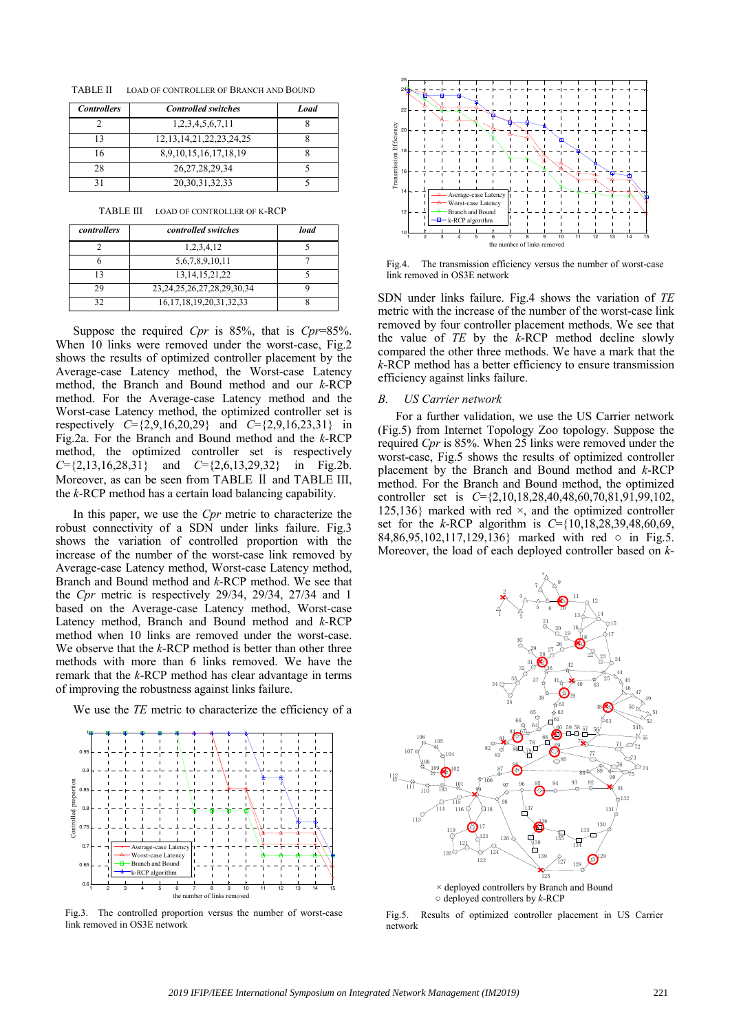TABLE II LOAD OF CONTROLLER OF BRANCH AND BOUND

| *Controllers* | *Controlled switches* | *Load* |
|---|---|---|
| 2 | 1,2,3,4,5,6,7,11 | 8 |
| 13 | 12,13,14,21,22,23,24,25 | 8 |
| 16 | 8,9,10,15,16,17,18,19 | 8 |
| 28 | 26,27,28,29,34 | 5 |
| 31 | 20,30,31,32,33 | 5 |

TABLE III LOAD OF CONTROLLER OF K-RCP

| *controllers* | *controlled switches* | *load* |
|---|---|---|
| 2 | 1,2,3,4,12 | 5 |
| 6 | 5,6,7,8,9,10,11 | 7 |
| 13 | 13,14,15,21,22 | 5 |
| 29 | 23,24,25,26,27,28,29,30,34 | 9 |
| 32 | 16,17,18,19,20,31,32,33 | 8 |

Suppose the required *Cpr* is 85%, that is *Cpr*=85%. When 10 links were removed under the worst-case, Fig.2 shows the results of optimized controller placement by the Average-case Latency method, the Worst-case Latency method, the Branch and Bound method and our *k*-RCP method. For the Average-case Latency method and the Worst-case Latency method, the optimized controller set is respectively $C$={2,9,16,20,29} and $C$={2,9,16,23,31} in Fig.2a. For the Branch and Bound method and the *k*-RCP method, the optimized controller set is respectively $C$={2,13,16,28,31} and $C$={2,6,13,29,32} in Fig.2b. Moreover, as can be seen from TABLE Ⅱ and TABLE III, the *k*-RCP method has a certain load balancing capability.

In this paper, we use the *Cpr* metric to characterize the robust connectivity of a SDN under links failure. Fig.3 shows the variation of controlled proportion with the increase of the number of the worst-case link removed by Average-case Latency method, Worst-case Latency method, Branch and Bound method and *k*-RCP method. We see that the *Cpr* metric is respectively 29/34, 29/34, 27/34 and 1 based on the Average-case Latency method, Worst-case Latency method, Branch and Bound method and *k*-RCP method when 10 links are removed under the worst-case. We observe that the *k*-RCP method is better than other three methods with more than 6 links removed. We have the remark that the *k*-RCP method has clear advantage in terms of improving the robustness against links failure.

We use the *TE* metric to characterize the efficiency of a SDN under links failure. Fig.4 shows the variation of *TE* metric with the increase of the number of the worst-case link removed by four controller placement methods. We see that the value of *TE* by the *k*-RCP method decline slowly compared the other three methods. We have a mark that the *k*-RCP method has a better efficiency to ensure transmission efficiency against links failure.

Fig.3. The controlled proportion versus the number of worst-case link removed in OS3E network

Fig.4. The transmission efficiency versus the number of worst-case link removed in OS3E network

### B. US Carrier network

For a further validation, we use the US Carrier network (Fig.5) from Internet Topology Zoo topology. Suppose the required *Cpr* is 85%. When 25 links were removed under the worst-case, Fig.5 shows the results of optimized controller placement by the Branch and Bound method and *k*-RCP method. For the Branch and Bound method, the optimized controller set is $C$={2,10,18,28,40,48,60,70,81,91,99,102, 125,136} marked with red ×, and the optimized controller set for the *k*-RCP algorithm is $C$={10,18,28,39,48,60,69, 84,86,95,102,117,129,136} marked with red ○ in Fig.5. Moreover, the load of each deployed controller based on *k*-

× deployed controllers by Branch and Bound
○ deployed controllers by *k*-RCP

Fig.5. Results of optimized controller placement in US Carrier network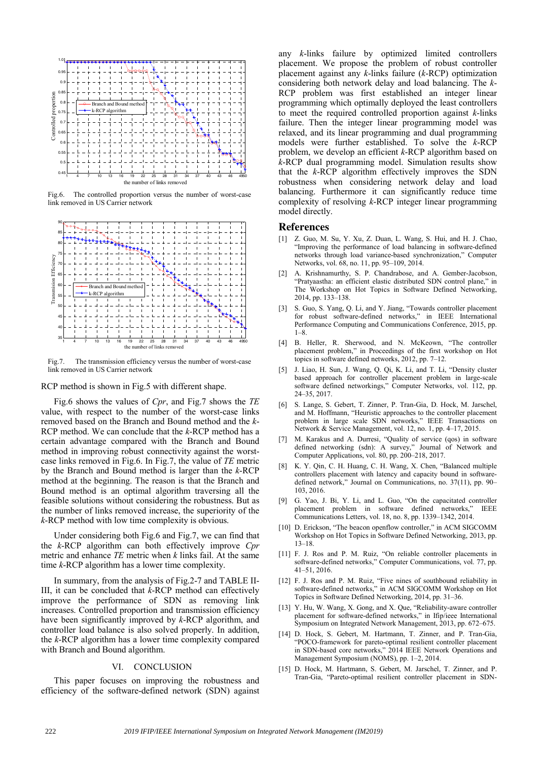Fig.6. The controlled proportion versus the number of worst-case link removed in US Carrier network

Fig.7. The transmission efficiency versus the number of worst-case link removed in US Carrier network

RCP method is shown in Fig.5 with different shape.

Fig.6 shows the values of *Cpr*, and Fig.7 shows the *TE* value, with respect to the number of the worst-case links removed based on the Branch and Bound method and the *k*-RCP method. We can conclude that the *k*-RCP method has a certain advantage compared with the Branch and Bound method in improving robust connectivity against the worst-case links removed in Fig.6. In Fig.7, the value of *TE* metric by the Branch and Bound method is larger than the *k*-RCP method at the beginning. The reason is that the Branch and Bound method is an optimal algorithm traversing all the feasible solutions without considering the robustness. But as the number of links removed increase, the superiority of the *k*-RCP method with low time complexity is obvious.

Under considering both Fig.6 and Fig.7, we can find that the *k*-RCP algorithm can both effectively improve *Cpr* metric and enhance *TE* metric when *k* links fail. At the same time *k*-RCP algorithm has a lower time complexity.

In summary, from the analysis of Fig.2-7 and TABLE II-III, it can be concluded that *k*-RCP method can effectively improve the performance of SDN as removing link increases. Controlled proportion and transmission efficiency have been significantly improved by *k*-RCP algorithm, and controller load balance is also solved properly. In addition, the *k*-RCP algorithm has a lower time complexity compared with Branch and Bound algorithm.

## VI. CONCLUSION

This paper focuses on improving the robustness and efficiency of the software-defined network (SDN) against any *k*-links failure by optimized limited controllers placement. We propose the problem of robust controller placement against any *k*-links failure (*k*-RCP) optimization considering both network delay and load balancing. The *k*-RCP problem was first established an integer linear programming which optimally deployed the least controllers to meet the required controlled proportion against *k*-links failure. Then the integer linear programming model was relaxed, and its linear programming and dual programming models were further established. To solve the *k*-RCP problem, we develop an efficient *k*-RCP algorithm based on *k*-RCP dual programming model. Simulation results show that the *k*-RCP algorithm effectively improves the SDN robustness when considering network delay and load balancing. Furthermore it can significantly reduce time complexity of resolving *k*-RCP integer linear programming model directly.

## References

[1] Z. Guo, M. Su, Y. Xu, Z. Duan, L. Wang, S. Hui, and H. J. Chao, "Improving the performance of load balancing in software-defined networks through load variance-based synchronization," Computer Networks, vol. 68, no. 11, pp. 95–109, 2014.

[2] A. Krishnamurthy, S. P. Chandrabose, and A. Gember-Jacobson, "Pratyaastha: an efficient elastic distributed SDN control plane," in The Workshop on Hot Topics in Software Defined Networking, 2014, pp. 133–138.

[3] S. Guo, S. Yang, Q. Li, and Y. Jiang, "Towards controller placement for robust software-defined networks," in IEEE International Performance Computing and Communications Conference, 2015, pp. 1–8.

[4] B. Heller, R. Sherwood, and N. McKeown, "The controller placement problem," in Proceedings of the first workshop on Hot topics in software defined networks, 2012, pp. 7–12.

[5] J. Liao, H. Sun, J. Wang, Q. Qi, K. Li, and T. Li, "Density cluster based approach for controller placement problem in large-scale software defined networkings," Computer Networks, vol. 112, pp. 24–35, 2017.

[6] S. Lange, S. Gebert, T. Zinner, P. Tran-Gia, D. Hock, M. Jarschel, and M. Hoffmann, "Heuristic approaches to the controller placement problem in large scale SDN networks," IEEE Transactions on Network & Service Management, vol. 12, no. 1, pp. 4–17, 2015.

[7] M. Karakus and A. Durresi, "Quality of service (qos) in software defined networking (sdn): A survey," Journal of Network and Computer Applications, vol. 80, pp. 200–218, 2017.

[8] K. Y. Qin, C. H. Huang, C. H. Wang, X. Chen, "Balanced multiple controllers placement with latency and capacity bound in software-defined network," Journal on Communications, no. 37(11), pp. 90–103, 2016.

[9] G. Yao, J. Bi, Y. Li, and L. Guo, "On the capacitated controller placement problem in software defined networks," IEEE Communications Letters, vol. 18, no. 8, pp. 1339–1342, 2014.

[10] D. Erickson, "The beacon openflow controller," in ACM SIGCOMM Workshop on Hot Topics in Software Defined Networking, 2013, pp. 13–18.

[11] F. J. Ros and P. M. Ruiz, "On reliable controller placements in software-defined networks," Computer Communications, vol. 77, pp. 41–51, 2016.

[12] F. J. Ros and P. M. Ruiz, "Five nines of southbound reliability in software-defined networks," in ACM SIGCOMM Workshop on Hot Topics in Software Defined Networking, 2014, pp. 31–36.

[13] Y. Hu, W. Wang, X. Gong, and X. Que, "Reliability-aware controller placement for software-defined networks," in Ifip/ieee International Symposium on Integrated Network Management, 2013, pp. 672–675.

[14] D. Hock, S. Gebert, M. Hartmann, T. Zinner, and P. Tran-Gia, "POCO-framework for pareto-optimal resilient controller placement in SDN-based core networks," 2014 IEEE Network Operations and Management Symposium (NOMS), pp. 1–2, 2014.

[15] D. Hock, M. Hartmann, S. Gebert, M. Jarschel, T. Zinner, and P. Tran-Gia, "Pareto-optimal resilient controller placement in SDN-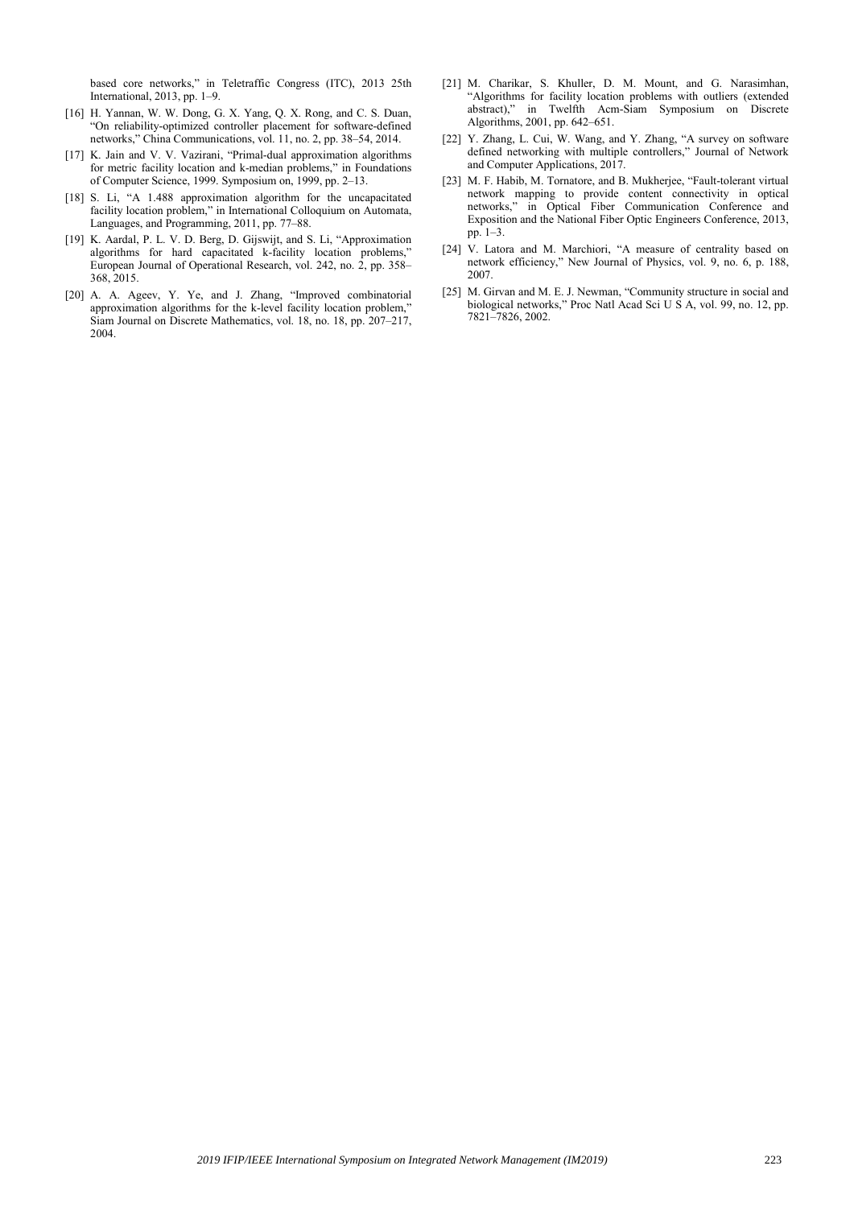based core networks," in Teletraffic Congress (ITC), 2013 25th International, 2013, pp. 1–9.

[16] H. Yannan, W. W. Dong, G. X. Yang, Q. X. Rong, and C. S. Duan, "On reliability-optimized controller placement for software-defined networks," China Communications, vol. 11, no. 2, pp. 38–54, 2014.

[17] K. Jain and V. V. Vazirani, "Primal-dual approximation algorithms for metric facility location and k-median problems," in Foundations of Computer Science, 1999. Symposium on, 1999, pp. 2–13.

[18] S. Li, "A 1.488 approximation algorithm for the uncapacitated facility location problem," in International Colloquium on Automata, Languages, and Programming, 2011, pp. 77–88.

[19] K. Aardal, P. L. V. D. Berg, D. Gijswijt, and S. Li, "Approximation algorithms for hard capacitated k-facility location problems," European Journal of Operational Research, vol. 242, no. 2, pp. 358–368, 2015.

[20] A. A. Ageev, Y. Ye, and J. Zhang, "Improved combinatorial approximation algorithms for the k-level facility location problem," Siam Journal on Discrete Mathematics, vol. 18, no. 18, pp. 207–217, 2004.

[21] M. Charikar, S. Khuller, D. M. Mount, and G. Narasimhan, "Algorithms for facility location problems with outliers (extended abstract)," in Twelfth Acm-Siam Symposium on Discrete Algorithms, 2001, pp. 642–651.

[22] Y. Zhang, L. Cui, W. Wang, and Y. Zhang, "A survey on software defined networking with multiple controllers," Journal of Network and Computer Applications, 2017.

[23] M. F. Habib, M. Tornatore, and B. Mukherjee, "Fault-tolerant virtual network mapping to provide content connectivity in optical networks," in Optical Fiber Communication Conference and Exposition and the National Fiber Optic Engineers Conference, 2013, pp. 1–3.

[24] V. Latora and M. Marchiori, "A measure of centrality based on network efficiency," New Journal of Physics, vol. 9, no. 6, p. 188, 2007.

[25] M. Girvan and M. E. J. Newman, "Community structure in social and biological networks," Proc Natl Acad Sci U S A, vol. 99, no. 12, pp. 7821–7826, 2002.